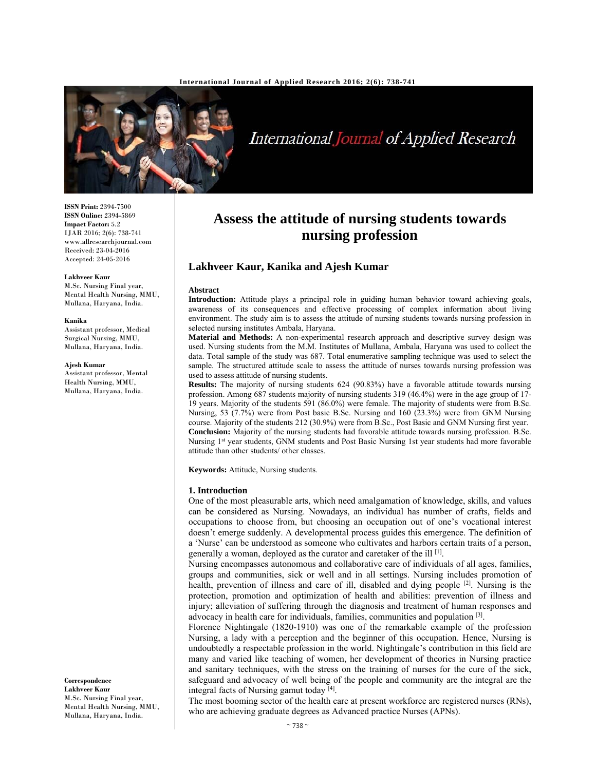**ISSN Print:** 2394-7500
**ISSN Online:** 2394-5869
**Impact Factor:** 5.2
IJAR 2016; 2(6): 738-741
www.allresearchjournal.com
Received: 23-04-2016
Accepted: 24-05-2016

**Lakhveer Kaur**
M.Sc. Nursing Final year, Mental Health Nursing, MMU, Mullana, Haryana, India.

**Kanika**
Assistant professor, Medical Surgical Nursing, MMU, Mullana, Haryana, India.

**Ajesh Kumar**
Assistant professor, Mental Health Nursing, MMU, Mullana, Haryana, India.

**Correspondence**
**Lakhveer Kaur**
M.Sc. Nursing Final year, Mental Health Nursing, MMU, Mullana, Haryana, India.

# Assess the attitude of nursing students towards nursing profession

## Lakhveer Kaur, Kanika and Ajesh Kumar

### Abstract

**Introduction:** Attitude plays a principal role in guiding human behavior toward achieving goals, awareness of its consequences and effective processing of complex information about living environment. The study aim is to assess the attitude of nursing students towards nursing profession in selected nursing institutes Ambala, Haryana.

**Material and Methods:** A non-experimental research approach and descriptive survey design was used. Nursing students from the M.M. Institutes of Mullana, Ambala, Haryana was used to collect the data. Total sample of the study was 687. Total enumerative sampling technique was used to select the sample. The structured attitude scale to assess the attitude of nurses towards nursing profession was used to assess attitude of nursing students.

**Results:** The majority of nursing students 624 (90.83%) have a favorable attitude towards nursing profession. Among 687 students majority of nursing students 319 (46.4%) were in the age group of 17-19 years. Majority of the students 591 (86.0%) were female. The majority of students were from B.Sc. Nursing, 53 (7.7%) were from Post basic B.Sc. Nursing and 160 (23.3%) were from GNM Nursing course. Majority of the students 212 (30.9%) were from B.Sc., Post Basic and GNM Nursing first year.

**Conclusion:** Majority of the nursing students had favorable attitude towards nursing profession. B.Sc. Nursing 1st year students, GNM students and Post Basic Nursing 1st year students had more favorable attitude than other students/ other classes.

**Keywords:** Attitude, Nursing students.

### 1. Introduction

One of the most pleasurable arts, which need amalgamation of knowledge, skills, and values can be considered as Nursing. Nowadays, an individual has number of crafts, fields and occupations to choose from, but choosing an occupation out of one's vocational interest doesn't emerge suddenly. A developmental process guides this emergence. The definition of a 'Nurse' can be understood as someone who cultivates and harbors certain traits of a person, generally a woman, deployed as the curator and caretaker of the ill [1].

Nursing encompasses autonomous and collaborative care of individuals of all ages, families, groups and communities, sick or well and in all settings. Nursing includes promotion of health, prevention of illness and care of ill, disabled and dying people [2]. Nursing is the protection, promotion and optimization of health and abilities: prevention of illness and injury; alleviation of suffering through the diagnosis and treatment of human responses and advocacy in health care for individuals, families, communities and population [3].

Florence Nightingale (1820-1910) was one of the remarkable example of the profession Nursing, a lady with a perception and the beginner of this occupation. Hence, Nursing is undoubtedly a respectable profession in the world. Nightingale's contribution in this field are many and varied like teaching of women, her development of theories in Nursing practice and sanitary techniques, with the stress on the training of nurses for the cure of the sick, safeguard and advocacy of well being of the people and community are the integral are the integral facts of Nursing gamut today [4].

The most booming sector of the health care at present workforce are registered nurses (RNs), who are achieving graduate degrees as Advanced practice Nurses (APNs).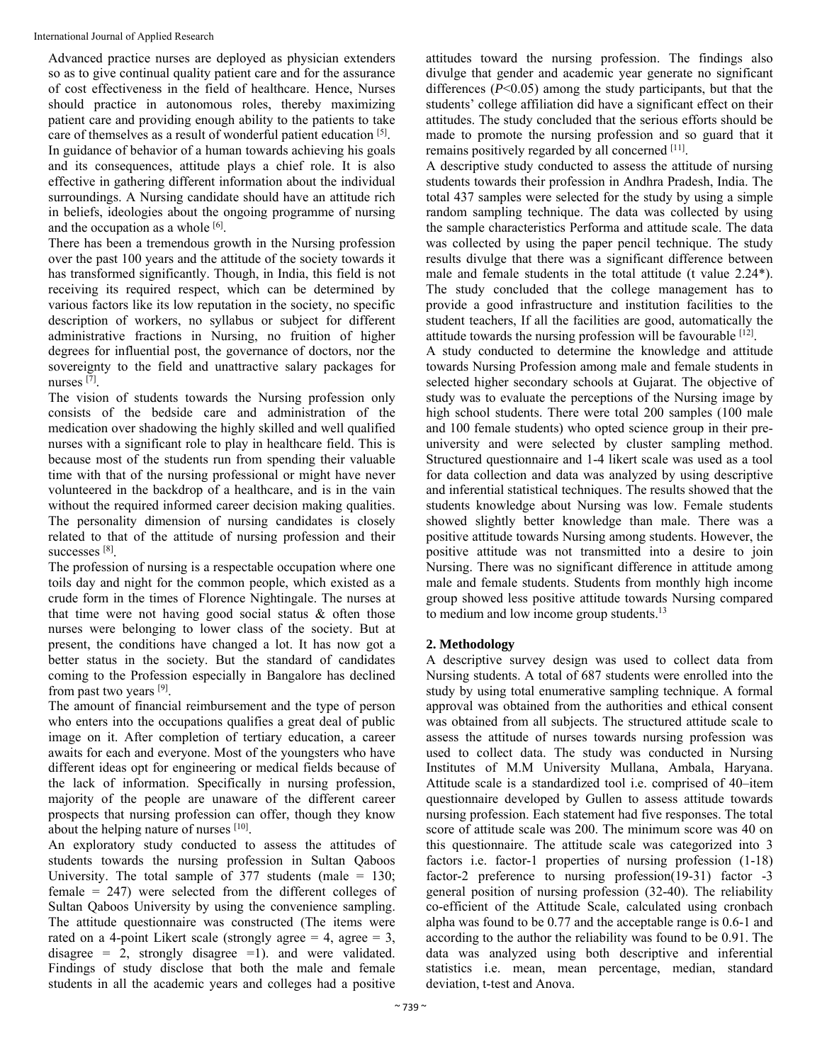Advanced practice nurses are deployed as physician extenders so as to give continual quality patient care and for the assurance of cost effectiveness in the field of healthcare. Hence, Nurses should practice in autonomous roles, thereby maximizing patient care and providing enough ability to the patients to take care of themselves as a result of wonderful patient education [5].

In guidance of behavior of a human towards achieving his goals and its consequences, attitude plays a chief role. It is also effective in gathering different information about the individual surroundings. A Nursing candidate should have an attitude rich in beliefs, ideologies about the ongoing programme of nursing and the occupation as a whole [6].

There has been a tremendous growth in the Nursing profession over the past 100 years and the attitude of the society towards it has transformed significantly. Though, in India, this field is not receiving its required respect, which can be determined by various factors like its low reputation in the society, no specific description of workers, no syllabus or subject for different administrative fractions in Nursing, no fruition of higher degrees for influential post, the governance of doctors, nor the sovereignty to the field and unattractive salary packages for nurses [7].

The vision of students towards the Nursing profession only consists of the bedside care and administration of the medication over shadowing the highly skilled and well qualified nurses with a significant role to play in healthcare field. This is because most of the students run from spending their valuable time with that of the nursing professional or might have never volunteered in the backdrop of a healthcare, and is in the vain without the required informed career decision making qualities. The personality dimension of nursing candidates is closely related to that of the attitude of nursing profession and their successes [8].

The profession of nursing is a respectable occupation where one toils day and night for the common people, which existed as a crude form in the times of Florence Nightingale. The nurses at that time were not having good social status & often those nurses were belonging to lower class of the society. But at present, the conditions have changed a lot. It has now got a better status in the society. But the standard of candidates coming to the Profession especially in Bangalore has declined from past two years [9].

The amount of financial reimbursement and the type of person who enters into the occupations qualifies a great deal of public image on it. After completion of tertiary education, a career awaits for each and everyone. Most of the youngsters who have different ideas opt for engineering or medical fields because of the lack of information. Specifically in nursing profession, majority of the people are unaware of the different career prospects that nursing profession can offer, though they know about the helping nature of nurses [10].

An exploratory study conducted to assess the attitudes of students towards the nursing profession in Sultan Qaboos University. The total sample of 377 students (male = 130; female = 247) were selected from the different colleges of Sultan Qaboos University by using the convenience sampling. The attitude questionnaire was constructed (The items were rated on a 4-point Likert scale (strongly agree = 4, agree = 3, disagree = 2, strongly disagree =1). and were validated. Findings of study disclose that both the male and female students in all the academic years and colleges had a positive attitudes toward the nursing profession. The findings also divulge that gender and academic year generate no significant differences ($P<0.05$) among the study participants, but that the students' college affiliation did have a significant effect on their attitudes. The study concluded that the serious efforts should be made to promote the nursing profession and so guard that it remains positively regarded by all concerned [11].

A descriptive study conducted to assess the attitude of nursing students towards their profession in Andhra Pradesh, India. The total 437 samples were selected for the study by using a simple random sampling technique. The data was collected by using the sample characteristics Performa and attitude scale. The data was collected by using the paper pencil technique. The study results divulge that there was a significant difference between male and female students in the total attitude (t value 2.24*). The study concluded that the college management has to provide a good infrastructure and institution facilities to the student teachers, If all the facilities are good, automatically the attitude towards the nursing profession will be favourable [12].

A study conducted to determine the knowledge and attitude towards Nursing Profession among male and female students in selected higher secondary schools at Gujarat. The objective of study was to evaluate the perceptions of the Nursing image by high school students. There were total 200 samples (100 male and 100 female students) who opted science group in their pre-university and were selected by cluster sampling method. Structured questionnaire and 1-4 likert scale was used as a tool for data collection and data was analyzed by using descriptive and inferential statistical techniques. The results showed that the students knowledge about Nursing was low. Female students showed slightly better knowledge than male. There was a positive attitude towards Nursing among students. However, the positive attitude was not transmitted into a desire to join Nursing. There was no significant difference in attitude among male and female students. Students from monthly high income group showed less positive attitude towards Nursing compared to medium and low income group students.[13]

## 2. Methodology

A descriptive survey design was used to collect data from Nursing students. A total of 687 students were enrolled into the study by using total enumerative sampling technique. A formal approval was obtained from the authorities and ethical consent was obtained from all subjects. The structured attitude scale to assess the attitude of nurses towards nursing profession was used to collect data. The study was conducted in Nursing Institutes of M.M University Mullana, Ambala, Haryana. Attitude scale is a standardized tool i.e. comprised of 40–item questionnaire developed by Gullen to assess attitude towards nursing profession. Each statement had five responses. The total score of attitude scale was 200. The minimum score was 40 on this questionnaire. The attitude scale was categorized into 3 factors i.e. factor-1 properties of nursing profession (1-18) factor-2 preference to nursing profession(19-31) factor -3 general position of nursing profession (32-40). The reliability co-efficient of the Attitude Scale, calculated using cronbach alpha was found to be 0.77 and the acceptable range is 0.6-1 and according to the author the reliability was found to be 0.91. The data was analyzed using both descriptive and inferential statistics i.e. mean, mean percentage, median, standard deviation, t-test and Anova.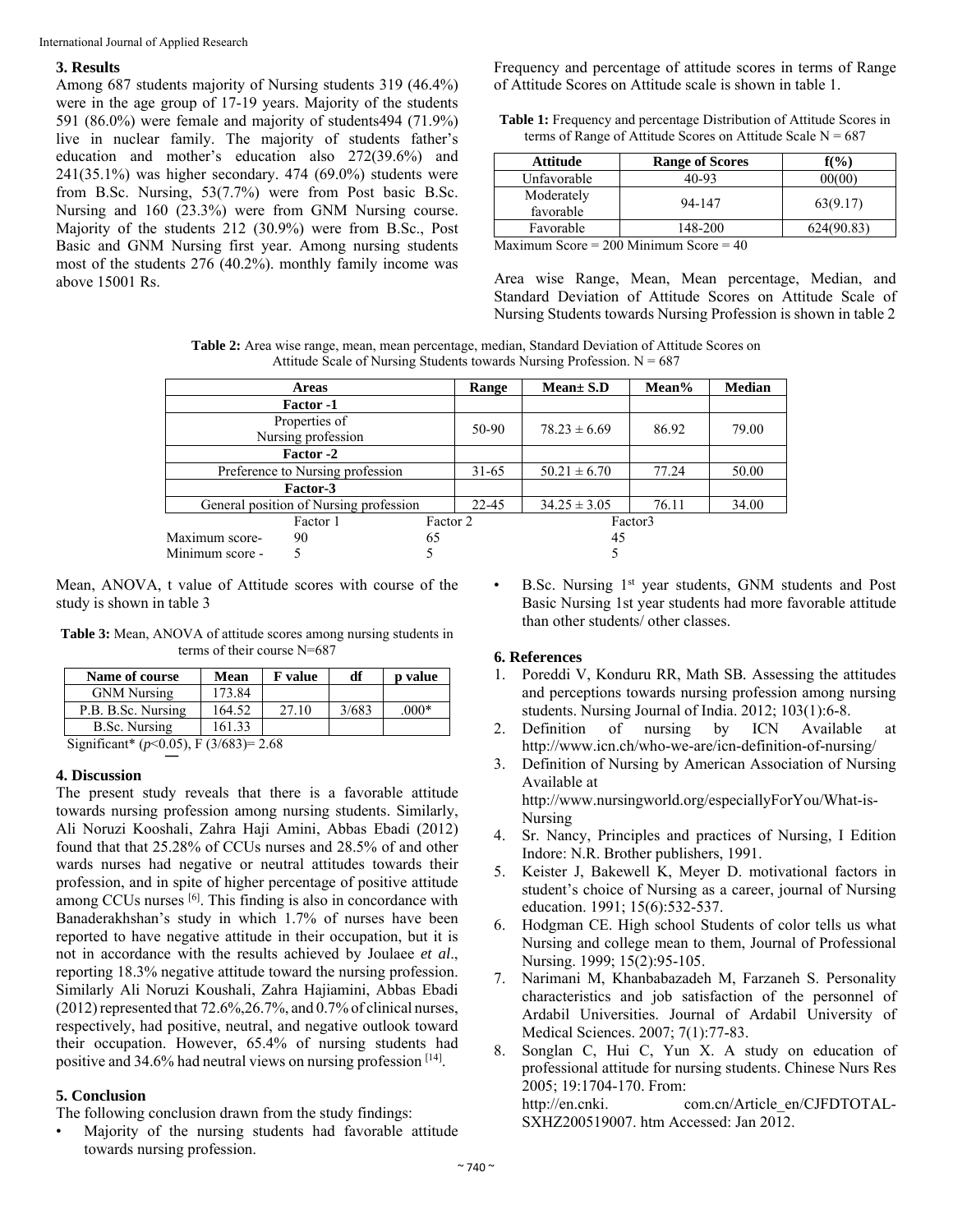## 3. Results

Among 687 students majority of Nursing students 319 (46.4%) were in the age group of 17-19 years. Majority of the students 591 (86.0%) were female and majority of students494 (71.9%) live in nuclear family. The majority of students father's education and mother's education also 272(39.6%) and 241(35.1%) was higher secondary. 474 (69.0%) students were from B.Sc. Nursing, 53(7.7%) were from Post basic B.Sc. Nursing and 160 (23.3%) were from GNM Nursing course. Majority of the students 212 (30.9%) were from B.Sc., Post Basic and GNM Nursing first year. Among nursing students most of the students 276 (40.2%). monthly family income was above 15001 Rs.

Frequency and percentage of attitude scores in terms of Range of Attitude Scores on Attitude scale is shown in table 1.

**Table 1:** Frequency and percentage Distribution of Attitude Scores in terms of Range of Attitude Scores on Attitude Scale N = 687

| Attitude | Range of Scores | f(%) |
|---|---|---|
| Unfavorable | 40-93 | 00(00) |
| Moderately favorable | 94-147 | 63(9.17) |
| Favorable | 148-200 | 624(90.83) |

Maximum Score = 200 Minimum Score = 40

Area wise Range, Mean, Mean percentage, Median, and Standard Deviation of Attitude Scores on Attitude Scale of Nursing Students towards Nursing Profession is shown in table 2

**Table 2:** Area wise range, mean, mean percentage, median, Standard Deviation of Attitude Scores on Attitude Scale of Nursing Students towards Nursing Profession. N = 687

| Areas | Range | Mean± S.D | Mean% | Median |
|---|---|---|---|---|
| **Factor -1** | | | | |
| Properties of Nursing profession | 50-90 | 78.23 ± 6.69 | 86.92 | 79.00 |
| **Factor -2** | | | | |
| Preference to Nursing profession | 31-65 | 50.21 ± 6.70 | 77.24 | 50.00 |
| **Factor-3** | | | | |
| General position of Nursing profession | 22-45 | 34.25 ± 3.05 | 76.11 | 34.00 |

| | Factor 1 | Factor 2 | Factor3 |
|---|---|---|---|
| Maximum score- | 90 | 65 | 45 |
| Minimum score - | 5 | 5 | 5 |

Mean, ANOVA, t value of Attitude scores with course of the study is shown in table 3

**Table 3:** Mean, ANOVA of attitude scores among nursing students in terms of their course N=687

| Name of course | Mean | F value | df | p value |
|---|---|---|---|---|
| GNM Nursing | 173.84 | | | |
| P.B. B.Sc. Nursing | 164.52 | 27.10 | 3/683 | .000* |
| B.Sc. Nursing | 161.33 | | | |

Significant* ($p<0.05$), F (3/683)= 2.68

## 4. Discussion

The present study reveals that there is a favorable attitude towards nursing profession among nursing students. Similarly, Ali Noruzi Kooshali, Zahra Haji Amini, Abbas Ebadi (2012) found that that 25.28% of CCUs nurses and 28.5% of and other wards nurses had negative or neutral attitudes towards their profession, and in spite of higher percentage of positive attitude among CCUs nurses [6]. This finding is also in concordance with Banaderakhshan's study in which 1.7% of nurses have been reported to have negative attitude in their occupation, but it is not in accordance with the results achieved by Joulaee *et al*., reporting 18.3% negative attitude toward the nursing profession. Similarly Ali Noruzi Koushali, Zahra Hajiamini, Abbas Ebadi (2012) represented that 72.6%,26.7%, and 0.7% of clinical nurses, respectively, had positive, neutral, and negative outlook toward their occupation. However, 65.4% of nursing students had positive and 34.6% had neutral views on nursing profession [14].

## 5. Conclusion

The following conclusion drawn from the study findings:

- Majority of the nursing students had favorable attitude towards nursing profession.
- B.Sc. Nursing 1st year students, GNM students and Post Basic Nursing 1st year students had more favorable attitude than other students/ other classes.

## 6. References

1. Poreddi V, Konduru RR, Math SB. Assessing the attitudes and perceptions towards nursing profession among nursing students. Nursing Journal of India. 2012; 103(1):6-8.
2. Definition of nursing by ICN Available at http://www.icn.ch/who-we-are/icn-definition-of-nursing/
3. Definition of Nursing by American Association of Nursing Available at http://www.nursingworld.org/especiallyForYou/What-is-Nursing
4. Sr. Nancy, Principles and practices of Nursing, I Edition Indore: N.R. Brother publishers, 1991.
5. Keister J, Bakewell K, Meyer D. motivational factors in student's choice of Nursing as a career, journal of Nursing education. 1991; 15(6):532-537.
6. Hodgman CE. High school Students of color tells us what Nursing and college mean to them, Journal of Professional Nursing. 1999; 15(2):95-105.
7. Narimani M, Khanbabazadeh M, Farzaneh S. Personality characteristics and job satisfaction of the personnel of Ardabil Universities. Journal of Ardabil University of Medical Sciences. 2007; 7(1):77-83.
8. Songlan C, Hui C, Yun X. A study on education of professional attitude for nursing students. Chinese Nurs Res 2005; 19:1704-170. From: http://en.cnki. com.cn/Article_en/CJFDTOTAL-SXHZ200519007. htm Accessed: Jan 2012.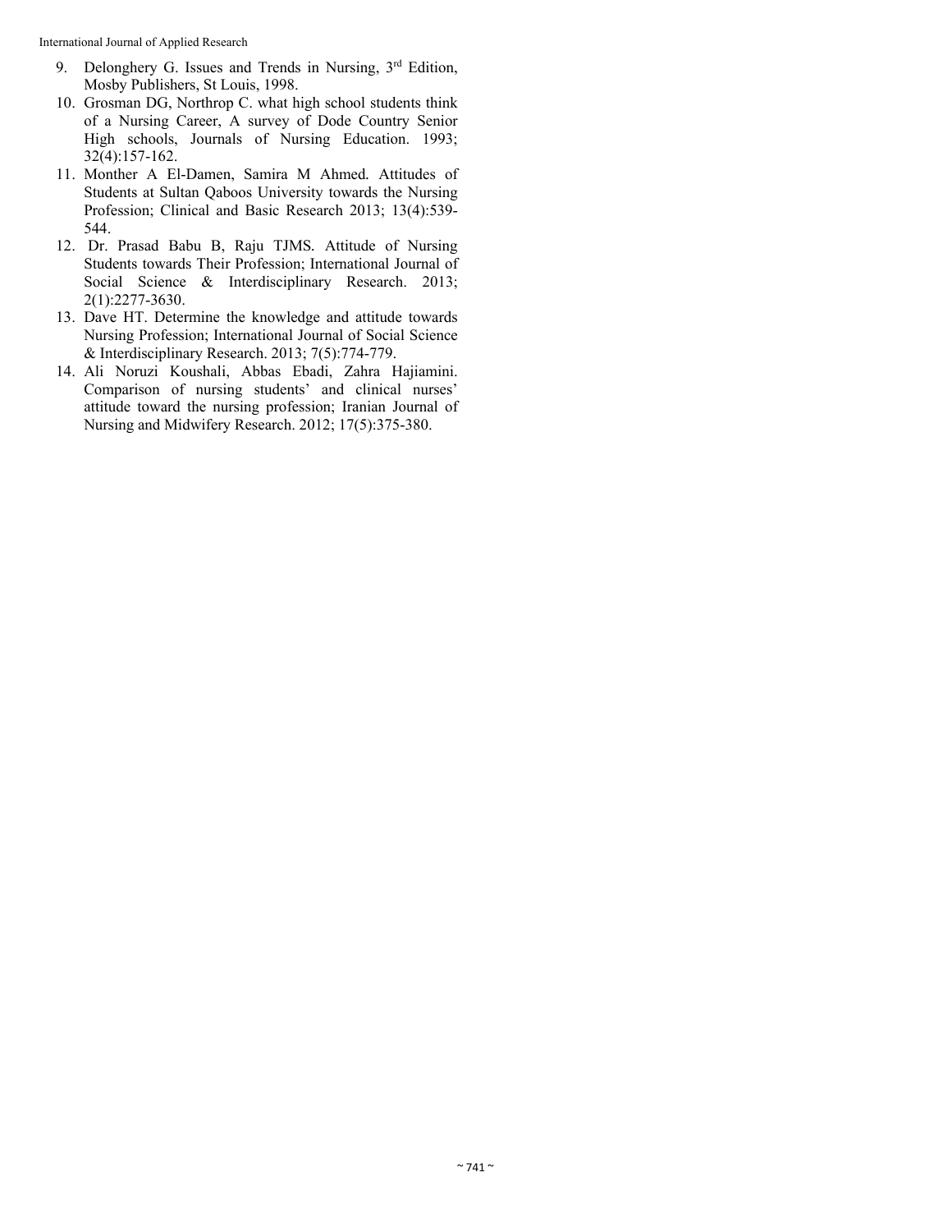9. Delonghery G. Issues and Trends in Nursing, 3rd Edition, Mosby Publishers, St Louis, 1998.
10. Grosman DG, Northrop C. what high school students think of a Nursing Career, A survey of Dode Country Senior High schools, Journals of Nursing Education. 1993; 32(4):157-162.
11. Monther A El-Damen, Samira M Ahmed. Attitudes of Students at Sultan Qaboos University towards the Nursing Profession; Clinical and Basic Research 2013; 13(4):539-544.
12. Dr. Prasad Babu B, Raju TJMS. Attitude of Nursing Students towards Their Profession; International Journal of Social Science & Interdisciplinary Research. 2013; 2(1):2277-3630.
13. Dave HT. Determine the knowledge and attitude towards Nursing Profession; International Journal of Social Science & Interdisciplinary Research. 2013; 7(5):774-779.
14. Ali Noruzi Koushali, Abbas Ebadi, Zahra Hajiamini. Comparison of nursing students' and clinical nurses' attitude toward the nursing profession; Iranian Journal of Nursing and Midwifery Research. 2012; 17(5):375-380.